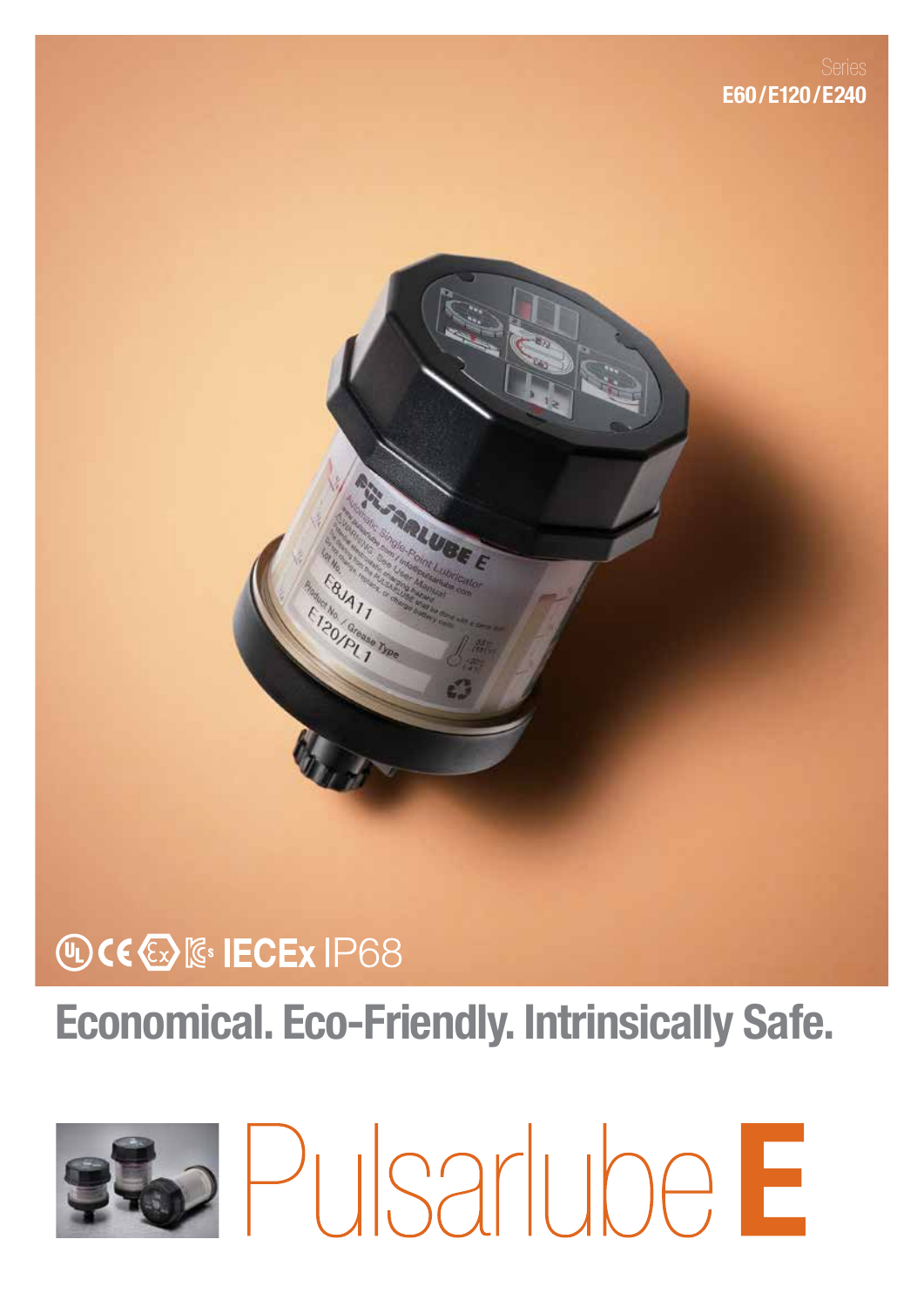Series
**E60 / E120 / E240**

IECEx IP68

## Economical. Eco-Friendly. Intrinsically Safe.

# Pulsarlube **E**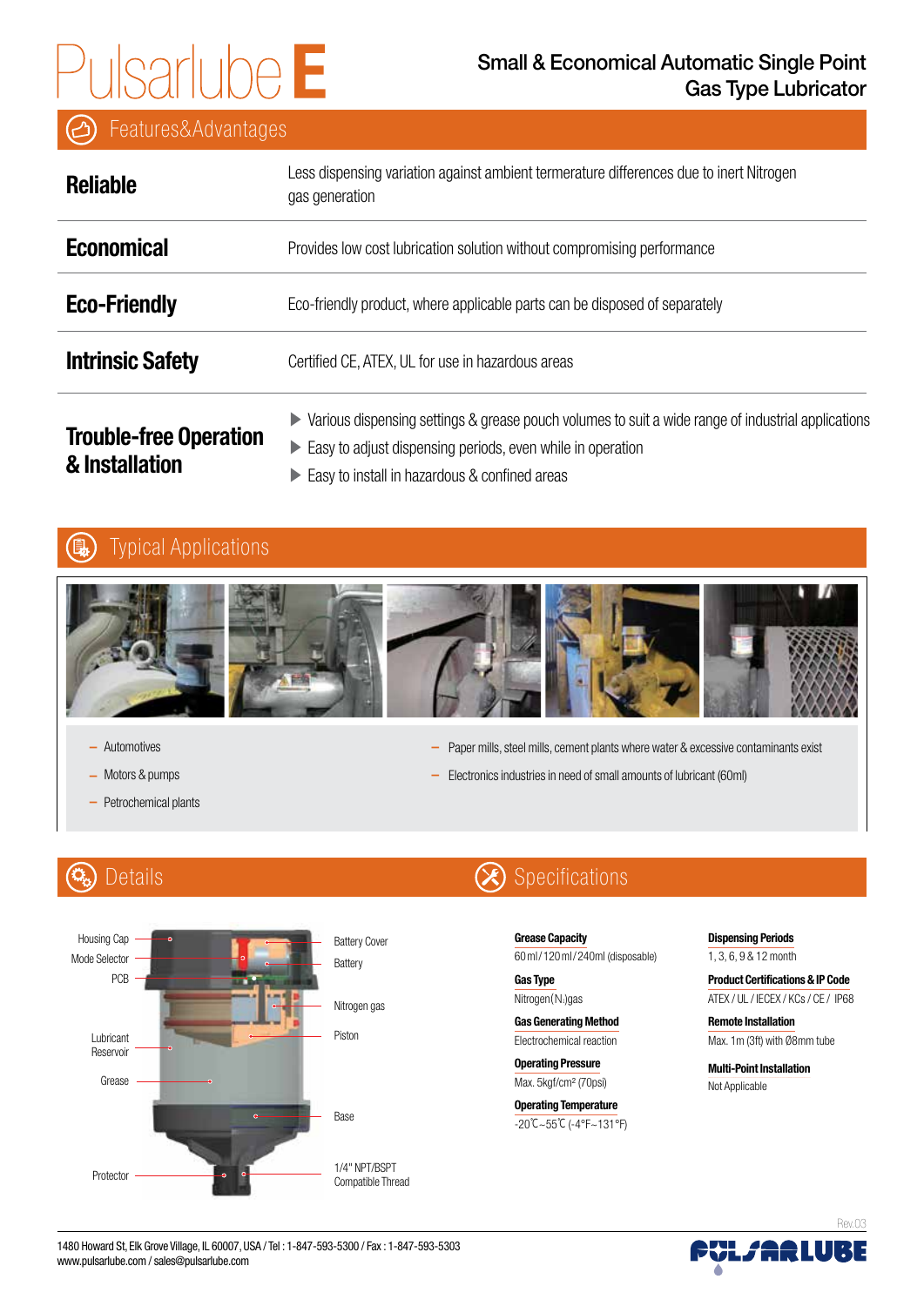# Pulsarlube E

**Small & Economical Automatic Single Point Gas Type Lubricator**

## Features&Advantages

| | |
|---|---|
| **Reliable** | Less dispensing variation against ambient termerature differences due to inert Nitrogen gas generation |
| **Economical** | Provides low cost lubrication solution without compromising performance |
| **Eco-Friendly** | Eco-friendly product, where applicable parts can be disposed of separately |
| **Intrinsic Safety** | Certified CE, ATEX, UL for use in hazardous areas |
| **Trouble-free Operation & Installation** | ▶ Various dispensing settings & grease pouch volumes to suit a wide range of industrial applications<br>▶ Easy to adjust dispensing periods, even while in operation<br>▶ Easy to install in hazardous & confined areas |

## Typical Applications

- Automotives
- Motors & pumps
- Petrochemical plants
- Paper mills, steel mills, cement plants where water & excessive contaminants exist
- Electronics industries in need of small amounts of lubricant (60ml)

## Details

Housing Cap
Mode Selector
PCB
Lubricant Reservoir
Grease
Protector
Battery Cover
Battery
Nitrogen gas
Piston
Base
1/4" NPT/BSPT Compatible Thread

## Specifications

**Grease Capacity**
60 ml / 120 ml / 240ml (disposable)

**Gas Type**
Nitrogen($N_2$)gas

**Gas Generating Method**
Electrochemical reaction

**Operating Pressure**
Max. 5kgf/cm² (70psi)

**Operating Temperature**
-20℃~55℃ (-4°F~131°F)

**Dispensing Periods**
1, 3, 6, 9 & 12 month

**Product Certifications & IP Code**
ATEX / UL / IECEX / KCs / CE / IP68

**Remote Installation**
Max. 1m (3ft) with Ø8mm tube

**Multi-Point Installation**
Not Applicable

Rev.03

1480 Howard St, Elk Grove Village, IL 60007, USA / Tel : 1-847-593-5300 / Fax : 1-847-593-5303
www.pulsarlube.com / sales@pulsarlube.com

PULSARLUBE